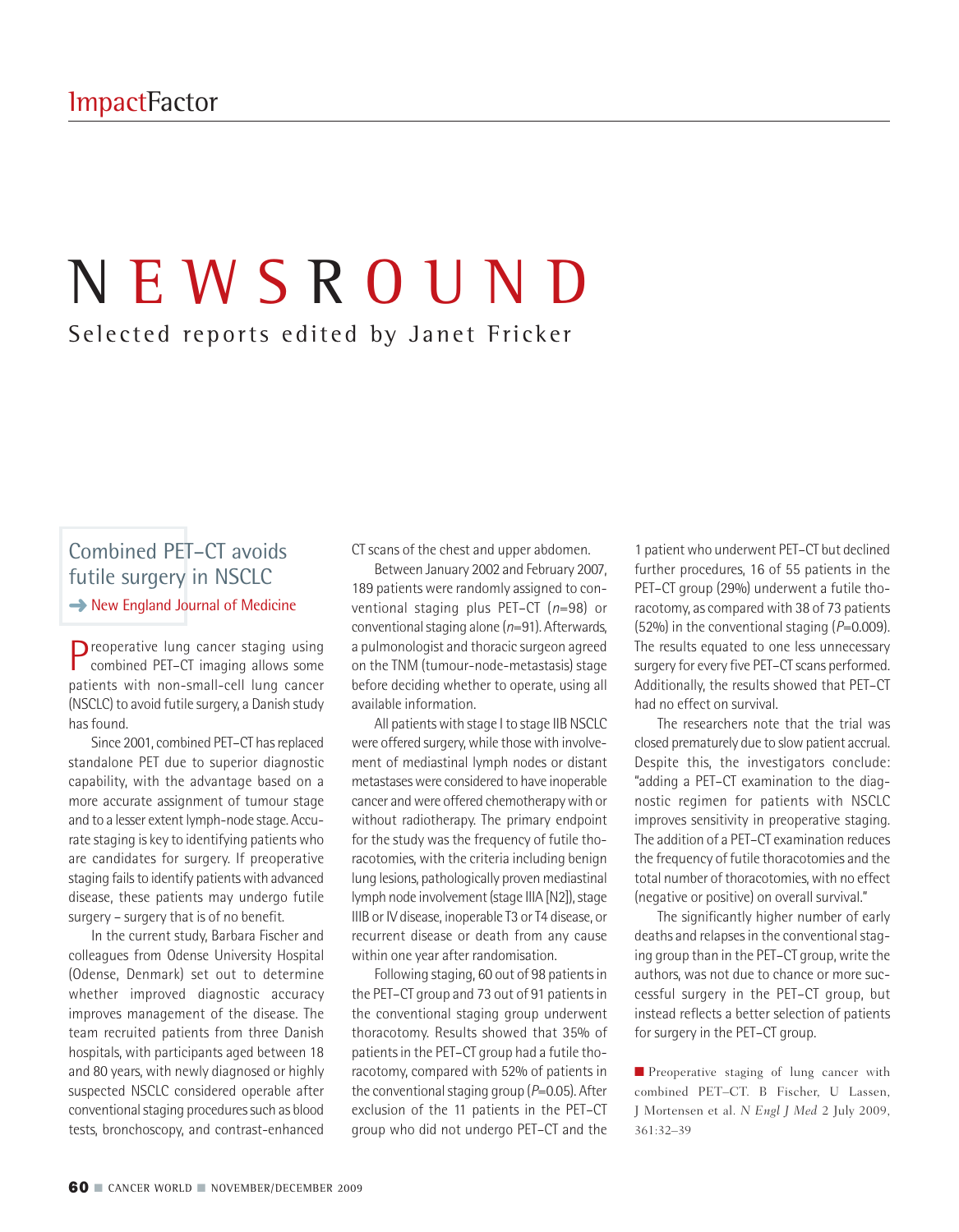# NEWSROUND

Selected reports edited by Janet Fricker

## Combined PET–CT avoids futile surgery in NSCLC

➡ New England Journal of Medicine

Preoperative lung cancer staging using combined PET–CT imaging allows some patients with non-small-cell lung cancer (NSCLC) to avoid futile surgery, a Danish study has found.

Since 2001, combined PET–CT has replaced standalone PET due to superior diagnostic capability, with the advantage based on a more accurate assignment of tumour stage and to a lesser extent lymph-node stage. Accurate staging is key to identifying patients who are candidates for surgery. If preoperative staging fails to identify patients with advanced disease, these patients may undergo futile surgery – surgery that is of no benefit.

In the current study, Barbara Fischer and colleagues from Odense University Hospital (Odense, Denmark) set out to determine whether improved diagnostic accuracy improves management of the disease. The team recruited patients from three Danish hospitals, with participants aged between 18 and 80 years, with newly diagnosed or highly suspected NSCLC considered operable after conventional staging procedures such as blood tests, bronchoscopy, and contrast-enhanced CT scans of the chest and upper abdomen.

Between January 2002 and February 2007, 189 patients were randomly assigned to conventional staging plus PET–CT ($n$=98) or conventional staging alone ($n$=91). Afterwards, a pulmonologist and thoracic surgeon agreed on the TNM (tumour-node-metastasis) stage before deciding whether to operate, using all available information.

All patients with stage I to stage IIB NSCLC were offered surgery, while those with involvement of mediastinal lymph nodes or distant metastases were considered to have inoperable cancer and were offered chemotherapy with or without radiotherapy. The primary endpoint for the study was the frequency of futile thoracotomies, with the criteria including benign lung lesions, pathologically proven mediastinal lymph node involvement (stage IIIA [N2]), stage IIIB or IV disease, inoperable T3 or T4 disease, or recurrent disease or death from any cause within one year after randomisation.

Following staging, 60 out of 98 patients in the PET–CT group and 73 out of 91 patients in the conventional staging group underwent thoracotomy. Results showed that 35% of patients in the PET–CT group had a futile thoracotomy, compared with 52% of patients in the conventional staging group ($P$=0.05). After exclusion of the 11 patients in the PET–CT group who did not undergo PET–CT and the 1 patient who underwent PET–CT but declined further procedures, 16 of 55 patients in the PET–CT group (29%) underwent a futile thoracotomy, as compared with 38 of 73 patients (52%) in the conventional staging ($P$=0.009). The results equated to one less unnecessary surgery for every five PET–CT scans performed. Additionally, the results showed that PET–CT had no effect on survival.

The researchers note that the trial was closed prematurely due to slow patient accrual. Despite this, the investigators conclude: "adding a PET–CT examination to the diagnostic regimen for patients with NSCLC improves sensitivity in preoperative staging. The addition of a PET–CT examination reduces the frequency of futile thoracotomies and the total number of thoracotomies, with no effect (negative or positive) on overall survival."

The significantly higher number of early deaths and relapses in the conventional staging group than in the PET–CT group, write the authors, was not due to chance or more successful surgery in the PET–CT group, but instead reflects a better selection of patients for surgery in the PET–CT group.

■ Preoperative staging of lung cancer with combined PET–CT. B Fischer, U Lassen, J Mortensen et al. *N Engl J Med* 2 July 2009, 361:32–39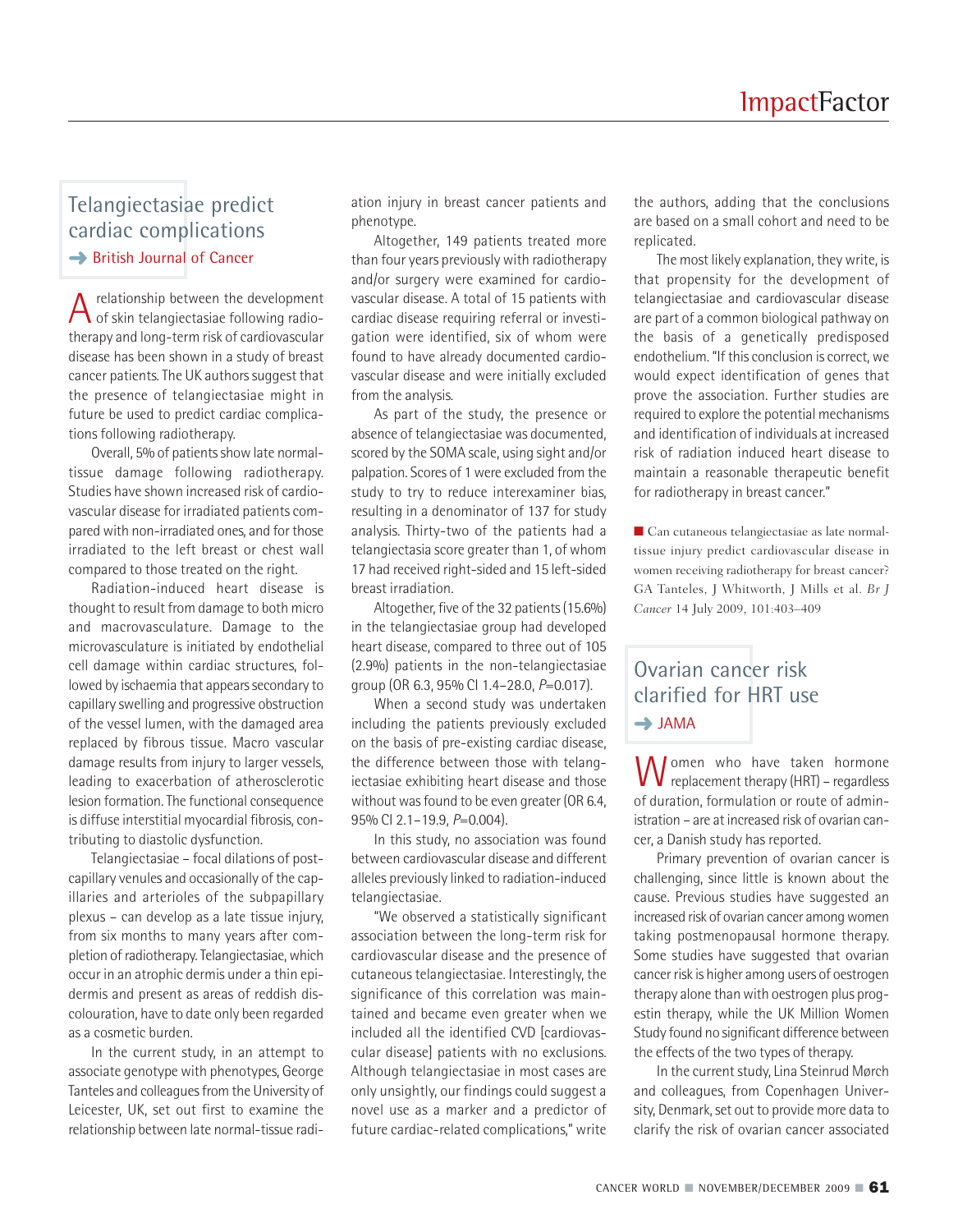## Telangiectasiae predict cardiac complications

→ British Journal of Cancer

A relationship between the development of skin telangiectasiae following radiotherapy and long-term risk of cardiovascular disease has been shown in a study of breast cancer patients. The UK authors suggest that the presence of telangiectasiae might in future be used to predict cardiac complications following radiotherapy.

Overall, 5% of patients show late normal-tissue damage following radiotherapy. Studies have shown increased risk of cardiovascular disease for irradiated patients compared with non-irradiated ones, and for those irradiated to the left breast or chest wall compared to those treated on the right.

Radiation-induced heart disease is thought to result from damage to both micro and macrovasculature. Damage to the microvasculature is initiated by endothelial cell damage within cardiac structures, followed by ischaemia that appears secondary to capillary swelling and progressive obstruction of the vessel lumen, with the damaged area replaced by fibrous tissue. Macro vascular damage results from injury to larger vessels, leading to exacerbation of atherosclerotic lesion formation. The functional consequence is diffuse interstitial myocardial fibrosis, contributing to diastolic dysfunction.

Telangiectasiae – focal dilations of post-capillary venules and occasionally of the capillaries and arterioles of the subpapillary plexus – can develop as a late tissue injury, from six months to many years after completion of radiotherapy. Telangiectasiae, which occur in an atrophic dermis under a thin epidermis and present as areas of reddish discolouration, have to date only been regarded as a cosmetic burden.

In the current study, in an attempt to associate genotype with phenotypes, George Tanteles and colleagues from the University of Leicester, UK, set out first to examine the relationship between late normal-tissue radiation injury in breast cancer patients and phenotype.

Altogether, 149 patients treated more than four years previously with radiotherapy and/or surgery were examined for cardiovascular disease. A total of 15 patients with cardiac disease requiring referral or investigation were identified, six of whom were found to have already documented cardiovascular disease and were initially excluded from the analysis.

As part of the study, the presence or absence of telangiectasiae was documented, scored by the SOMA scale, using sight and/or palpation. Scores of 1 were excluded from the study to try to reduce interexaminer bias, resulting in a denominator of 137 for study analysis. Thirty-two of the patients had a telangiectasia score greater than 1, of whom 17 had received right-sided and 15 left-sided breast irradiation.

Altogether, five of the 32 patients (15.6%) in the telangiectasiae group had developed heart disease, compared to three out of 105 (2.9%) patients in the non-telangiectasiae group (OR 6.3, 95% CI 1.4–28.0, $P$=0.017).

When a second study was undertaken including the patients previously excluded on the basis of pre-existing cardiac disease, the difference between those with telangiectasiae exhibiting heart disease and those without was found to be even greater (OR 6.4, 95% CI 2.1–19.9, $P$=0.004).

In this study, no association was found between cardiovascular disease and different alleles previously linked to radiation-induced telangiectasiae.

"We observed a statistically significant association between the long-term risk for cardiovascular disease and the presence of cutaneous telangiectasiae. Interestingly, the significance of this correlation was maintained and became even greater when we included all the identified CVD [cardiovascular disease] patients with no exclusions. Although telangiectasiae in most cases are only unsightly, our findings could suggest a novel use as a marker and a predictor of future cardiac-related complications," write the authors, adding that the conclusions are based on a small cohort and need to be replicated.

The most likely explanation, they write, is that propensity for the development of telangiectasiae and cardiovascular disease are part of a common biological pathway on the basis of a genetically predisposed endothelium. "If this conclusion is correct, we would expect identification of genes that prove the association. Further studies are required to explore the potential mechanisms and identification of individuals at increased risk of radiation induced heart disease to maintain a reasonable therapeutic benefit for radiotherapy in breast cancer."

■ Can cutaneous telangiectasiae as late normal-tissue injury predict cardiovascular disease in women receiving radiotherapy for breast cancer? GA Tanteles, J Whitworth, J Mills et al. *Br J Cancer* 14 July 2009, 101:403–409

## Ovarian cancer risk clarified for HRT use

→ JAMA

Women who have taken hormone replacement therapy (HRT) – regardless of duration, formulation or route of administration – are at increased risk of ovarian cancer, a Danish study has reported.

Primary prevention of ovarian cancer is challenging, since little is known about the cause. Previous studies have suggested an increased risk of ovarian cancer among women taking postmenopausal hormone therapy. Some studies have suggested that ovarian cancer risk is higher among users of oestrogen therapy alone than with oestrogen plus progestin therapy, while the UK Million Women Study found no significant difference between the effects of the two types of therapy.

In the current study, Lina Steinrud Mørch and colleagues, from Copenhagen University, Denmark, set out to provide more data to clarify the risk of ovarian cancer associated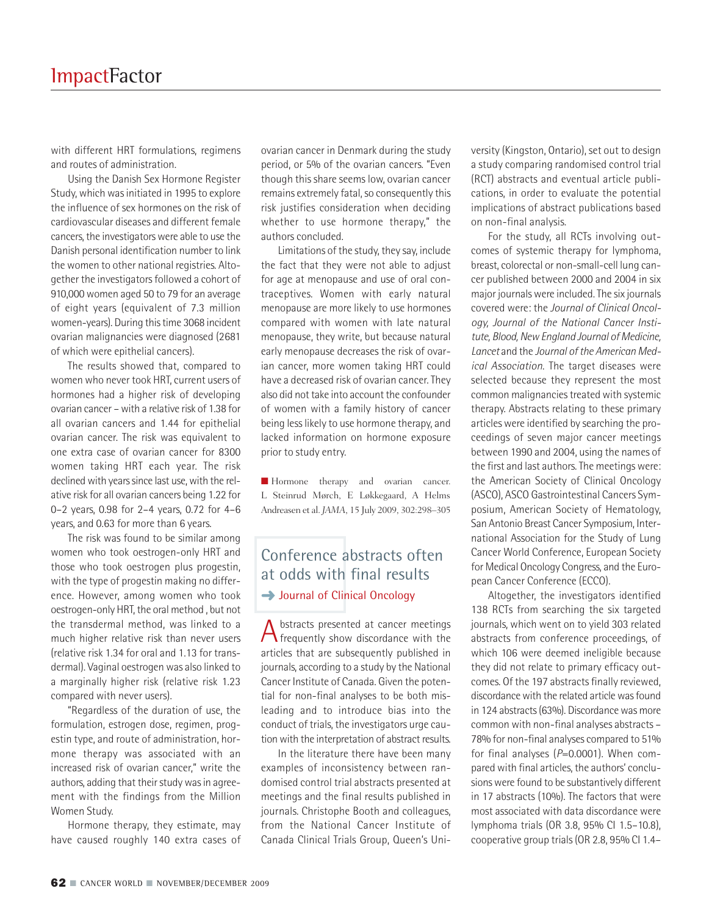with different HRT formulations, regimens and routes of administration.

Using the Danish Sex Hormone Register Study, which was initiated in 1995 to explore the influence of sex hormones on the risk of cardiovascular diseases and different female cancers, the investigators were able to use the Danish personal identification number to link the women to other national registries. Altogether the investigators followed a cohort of 910,000 women aged 50 to 79 for an average of eight years (equivalent of 7.3 million women-years). During this time 3068 incident ovarian malignancies were diagnosed (2681 of which were epithelial cancers).

The results showed that, compared to women who never took HRT, current users of hormones had a higher risk of developing ovarian cancer – with a relative risk of 1.38 for all ovarian cancers and 1.44 for epithelial ovarian cancer. The risk was equivalent to one extra case of ovarian cancer for 8300 women taking HRT each year. The risk declined with years since last use, with the relative risk for all ovarian cancers being 1.22 for 0–2 years, 0.98 for 2–4 years, 0.72 for 4–6 years, and 0.63 for more than 6 years.

The risk was found to be similar among women who took oestrogen-only HRT and those who took oestrogen plus progestin, with the type of progestin making no difference. However, among women who took oestrogen-only HRT, the oral method , but not the transdermal method, was linked to a much higher relative risk than never users (relative risk 1.34 for oral and 1.13 for transdermal). Vaginal oestrogen was also linked to a marginally higher risk (relative risk 1.23 compared with never users).

"Regardless of the duration of use, the formulation, estrogen dose, regimen, progestin type, and route of administration, hormone therapy was associated with an increased risk of ovarian cancer," write the authors, adding that their study was in agreement with the findings from the Million Women Study.

Hormone therapy, they estimate, may have caused roughly 140 extra cases of ovarian cancer in Denmark during the study period, or 5% of the ovarian cancers. "Even though this share seems low, ovarian cancer remains extremely fatal, so consequently this risk justifies consideration when deciding whether to use hormone therapy," the authors concluded.

Limitations of the study, they say, include the fact that they were not able to adjust for age at menopause and use of oral contraceptives. Women with early natural menopause are more likely to use hormones compared with women with late natural menopause, they write, but because natural early menopause decreases the risk of ovarian cancer, more women taking HRT could have a decreased risk of ovarian cancer. They also did not take into account the confounder of women with a family history of cancer being less likely to use hormone therapy, and lacked information on hormone exposure prior to study entry.

■ Hormone therapy and ovarian cancer. L Steinrud Mørch, E Løkkegaard, A Helms Andreasen et al. *JAMA*, 15 July 2009, 302:298–305

## Conference abstracts often at odds with final results

➜ Journal of Clinical Oncology

Abstracts presented at cancer meetings frequently show discordance with the articles that are subsequently published in journals, according to a study by the National Cancer Institute of Canada. Given the potential for non-final analyses to be both misleading and to introduce bias into the conduct of trials, the investigators urge caution with the interpretation of abstract results.

In the literature there have been many examples of inconsistency between randomised control trial abstracts presented at meetings and the final results published in journals. Christophe Booth and colleagues, from the National Cancer Institute of Canada Clinical Trials Group, Queen's University (Kingston, Ontario), set out to design a study comparing randomised control trial (RCT) abstracts and eventual article publications, in order to evaluate the potential implications of abstract publications based on non-final analysis.

For the study, all RCTs involving outcomes of systemic therapy for lymphoma, breast, colorectal or non-small-cell lung cancer published between 2000 and 2004 in six major journals were included. The six journals covered were: the *Journal of Clinical Oncology, Journal of the National Cancer Institute, Blood, New England Journal of Medicine, Lancet* and the *Journal of the American Medical Association*. The target diseases were selected because they represent the most common malignancies treated with systemic therapy. Abstracts relating to these primary articles were identified by searching the proceedings of seven major cancer meetings between 1990 and 2004, using the names of the first and last authors. The meetings were: the American Society of Clinical Oncology (ASCO), ASCO Gastrointestinal Cancers Symposium, American Society of Hematology, San Antonio Breast Cancer Symposium, International Association for the Study of Lung Cancer World Conference, European Society for Medical Oncology Congress, and the European Cancer Conference (ECCO).

Altogether, the investigators identified 138 RCTs from searching the six targeted journals, which went on to yield 303 related abstracts from conference proceedings, of which 106 were deemed ineligible because they did not relate to primary efficacy outcomes. Of the 197 abstracts finally reviewed, discordance with the related article was found in 124 abstracts (63%). Discordance was more common with non-final analyses abstracts – 78% for non-final analyses compared to 51% for final analyses ($P$=0.0001). When compared with final articles, the authors' conclusions were found to be substantively different in 17 abstracts (10%). The factors that were most associated with data discordance were lymphoma trials (OR 3.8, 95% CI 1.5–10.8), cooperative group trials (OR 2.8, 95% CI 1.4–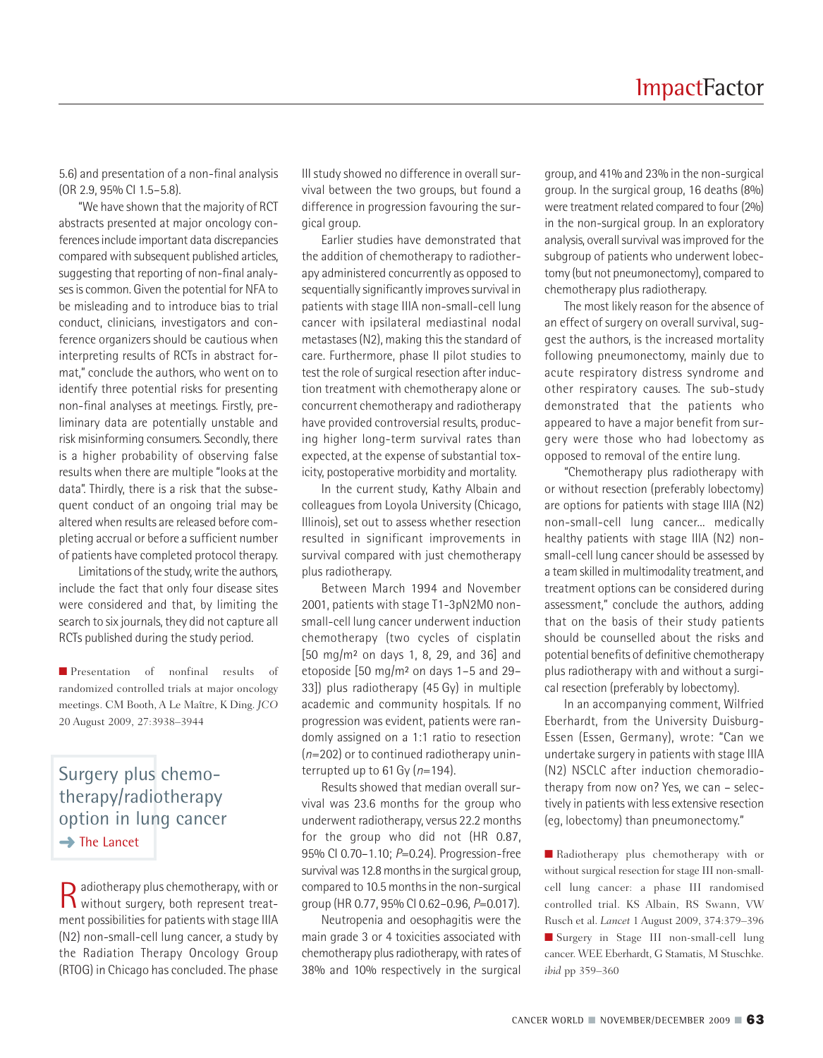5.6) and presentation of a non-final analysis (OR 2.9, 95% CI 1.5–5.8).

"We have shown that the majority of RCT abstracts presented at major oncology conferences include important data discrepancies compared with subsequent published articles, suggesting that reporting of non-final analyses is common. Given the potential for NFA to be misleading and to introduce bias to trial conduct, clinicians, investigators and conference organizers should be cautious when interpreting results of RCTs in abstract format," conclude the authors, who went on to identify three potential risks for presenting non-final analyses at meetings. Firstly, preliminary data are potentially unstable and risk misinforming consumers. Secondly, there is a higher probability of observing false results when there are multiple "looks at the data". Thirdly, there is a risk that the subsequent conduct of an ongoing trial may be altered when results are released before completing accrual or before a sufficient number of patients have completed protocol therapy.

Limitations of the study, write the authors, include the fact that only four disease sites were considered and that, by limiting the search to six journals, they did not capture all RCTs published during the study period.

■ Presentation of nonfinal results of randomized controlled trials at major oncology meetings. CM Booth, A Le Maître, K Ding. *JCO* 20 August 2009, 27:3938–3944

## Surgery plus chemo-therapy/radiotherapy option in lung cancer

➜ The Lancet

Radiotherapy plus chemotherapy, with or without surgery, both represent treatment possibilities for patients with stage IIIA (N2) non-small-cell lung cancer, a study by the Radiation Therapy Oncology Group (RTOG) in Chicago has concluded. The phase III study showed no difference in overall survival between the two groups, but found a difference in progression favouring the surgical group.

Earlier studies have demonstrated that the addition of chemotherapy to radiotherapy administered concurrently as opposed to sequentially significantly improves survival in patients with stage IIIA non-small-cell lung cancer with ipsilateral mediastinal nodal metastases (N2), making this the standard of care. Furthermore, phase II pilot studies to test the role of surgical resection after induction treatment with chemotherapy alone or concurrent chemotherapy and radiotherapy have provided controversial results, producing higher long-term survival rates than expected, at the expense of substantial toxicity, postoperative morbidity and mortality.

In the current study, Kathy Albain and colleagues from Loyola University (Chicago, Illinois), set out to assess whether resection resulted in significant improvements in survival compared with just chemotherapy plus radiotherapy.

Between March 1994 and November 2001, patients with stage T1-3pN2M0 non-small-cell lung cancer underwent induction chemotherapy (two cycles of cisplatin [50 mg/m² on days 1, 8, 29, and 36] and etoposide [50 mg/m² on days 1–5 and 29–33]) plus radiotherapy (45 Gy) in multiple academic and community hospitals. If no progression was evident, patients were randomly assigned on a 1:1 ratio to resection ($n$=202) or to continued radiotherapy uninterrupted up to 61 Gy ($n$=194).

Results showed that median overall survival was 23.6 months for the group who underwent radiotherapy, versus 22.2 months for the group who did not (HR 0.87, 95% CI 0.70–1.10; $P$=0.24). Progression-free survival was 12.8 months in the surgical group, compared to 10.5 months in the non-surgical group (HR 0.77, 95% CI 0.62–0.96, $P$=0.017).

Neutropenia and oesophagitis were the main grade 3 or 4 toxicities associated with chemotherapy plus radiotherapy, with rates of 38% and 10% respectively in the surgical group, and 41% and 23% in the non-surgical group. In the surgical group, 16 deaths (8%) were treatment related compared to four (2%) in the non-surgical group. In an exploratory analysis, overall survival was improved for the subgroup of patients who underwent lobectomy (but not pneumonectomy), compared to chemotherapy plus radiotherapy.

The most likely reason for the absence of an effect of surgery on overall survival, suggest the authors, is the increased mortality following pneumonectomy, mainly due to acute respiratory distress syndrome and other respiratory causes. The sub-study demonstrated that the patients who appeared to have a major benefit from surgery were those who had lobectomy as opposed to removal of the entire lung.

"Chemotherapy plus radiotherapy with or without resection (preferably lobectomy) are options for patients with stage IIIA (N2) non-small-cell lung cancer... medically healthy patients with stage IIIA (N2) non-small-cell lung cancer should be assessed by a team skilled in multimodality treatment, and treatment options can be considered during assessment," conclude the authors, adding that on the basis of their study patients should be counselled about the risks and potential benefits of definitive chemotherapy plus radiotherapy with and without a surgical resection (preferably by lobectomy).

In an accompanying comment, Wilfried Eberhardt, from the University Duisburg-Essen (Essen, Germany), wrote: "Can we undertake surgery in patients with stage IIIA (N2) NSCLC after induction chemoradiotherapy from now on? Yes, we can – selectively in patients with less extensive resection (eg, lobectomy) than pneumonectomy."

■ Radiotherapy plus chemotherapy with or without surgical resection for stage III non-small-cell lung cancer: a phase III randomised controlled trial. KS Albain, RS Swann, VW Rusch et al. *Lancet* 1 August 2009, 374:379–396

■ Surgery in Stage III non-small-cell lung cancer. WEE Eberhardt, G Stamatis, M Stuschke. *ibid* pp 359–360